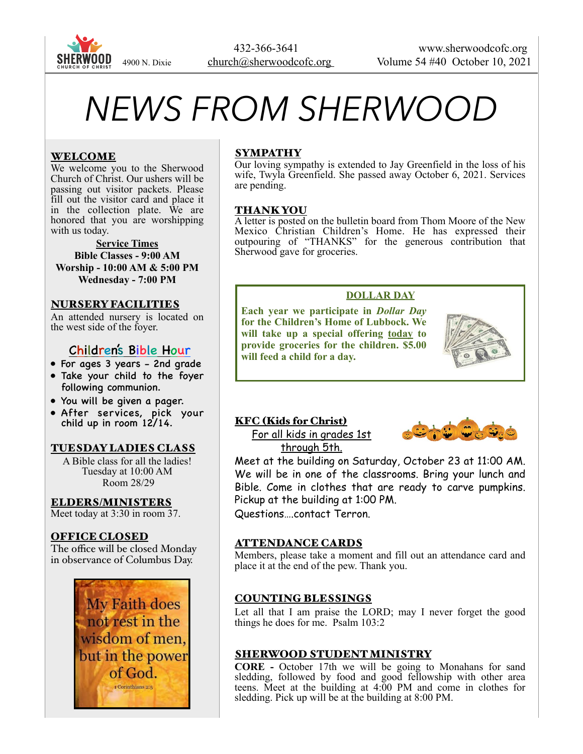SHERWOOD CHURCH OF CHRIST

4900 N. Dixie

432-366-3641
church@sherwoodcofc.org

www.sherwoodcofc.org
Volume 54 #40 October 10, 2021

# NEWS FROM SHERWOOD

## WELCOME

We welcome you to the Sherwood Church of Christ. Our ushers will be passing out visitor packets. Please fill out the visitor card and place it in the collection plate. We are honored that you are worshipping with us today.

**Service Times**
**Bible Classes - 9:00 AM**
**Worship - 10:00 AM & 5:00 PM**
**Wednesday - 7:00 PM**

## NURSERY FACILITIES

An attended nursery is located on the west side of the foyer.

## Children's Bible Hour

- For ages 3 years - 2nd grade
- Take your child to the foyer following communion.
- You will be given a pager.
- After services, pick your child up in room 12/14.

## TUESDAY LADIES CLASS

A Bible class for all the ladies!
Tuesday at 10:00 AM
Room 28/29

## ELDERS/MINISTERS

Meet today at 3:30 in room 37.

## OFFICE CLOSED

The office will be closed Monday in observance of Columbus Day.

My Faith does not rest in the wisdom of men, but in the power of God.
1 Corinthians 2:5

## SYMPATHY

Our loving sympathy is extended to Jay Greenfield in the loss of his wife, Twyla Greenfield. She passed away October 6, 2021. Services are pending.

## THANK YOU

A letter is posted on the bulletin board from Thom Moore of the New Mexico Christian Children's Home. He has expressed their outpouring of "THANKS" for the generous contribution that Sherwood gave for groceries.

## DOLLAR DAY

**Each year we participate in *Dollar Day* for the Children's Home of Lubbock. We will take up a special offering today to provide groceries for the children. $5.00 will feed a child for a day.**

## KFC (Kids for Christ)

For all kids in grades 1st through 5th.

Meet at the building on Saturday, October 23 at 11:00 AM. We will be in one of the classrooms. Bring your lunch and Bible. Come in clothes that are ready to carve pumpkins. Pickup at the building at 1:00 PM.

Questions….contact Terron.

## ATTENDANCE CARDS

Members, please take a moment and fill out an attendance card and place it at the end of the pew. Thank you.

## COUNTING BLESSINGS

Let all that I am praise the LORD; may I never forget the good things he does for me. Psalm 103:2

## SHERWOOD STUDENT MINISTRY

**CORE** - October 17th we will be going to Monahans for sand sledding, followed by food and good fellowship with other area teens. Meet at the building at 4:00 PM and come in clothes for sledding. Pick up will be at the building at 8:00 PM.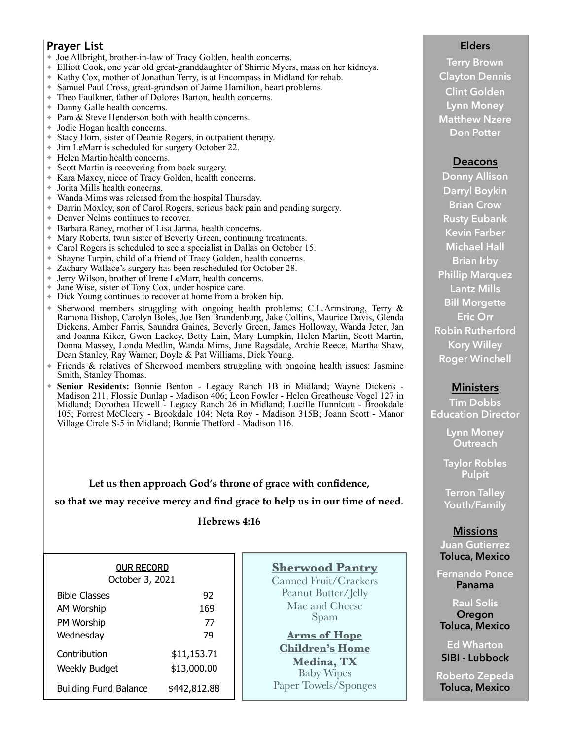## Prayer List

- Joe Allbright, brother-in-law of Tracy Golden, health concerns.
- Elliott Cook, one year old great-granddaughter of Shirrie Myers, mass on her kidneys.
- Kathy Cox, mother of Jonathan Terry, is at Encompass in Midland for rehab.
- Samuel Paul Cross, great-grandson of Jaime Hamilton, heart problems.
- Theo Faulkner, father of Dolores Barton, health concerns.
- Danny Galle health concerns.
- Pam & Steve Henderson both with health concerns.
- Jodie Hogan health concerns.
- Stacy Horn, sister of Deanie Rogers, in outpatient therapy.
- Jim LeMarr is scheduled for surgery October 22.
- Helen Martin health concerns.
- Scott Martin is recovering from back surgery.
- Kara Maxey, niece of Tracy Golden, health concerns.
- Jorita Mills health concerns.
- Wanda Mims was released from the hospital Thursday.
- Darrin Moxley, son of Carol Rogers, serious back pain and pending surgery.
- Denver Nelms continues to recover.
- Barbara Raney, mother of Lisa Jarma, health concerns.
- Mary Roberts, twin sister of Beverly Green, continuing treatments.
- Carol Rogers is scheduled to see a specialist in Dallas on October 15.
- Shayne Turpin, child of a friend of Tracy Golden, health concerns.
- Zachary Wallace's surgery has been rescheduled for October 28.
- Jerry Wilson, brother of Irene LeMarr, health concerns.
- Jane Wise, sister of Tony Cox, under hospice care.
- Dick Young continues to recover at home from a broken hip.
- Sherwood members struggling with ongoing health problems: C.L.Armstrong, Terry & Ramona Bishop, Carolyn Boles, Joe Ben Brandenburg, Jake Collins, Maurice Davis, Glenda Dickens, Amber Farris, Saundra Gaines, Beverly Green, James Holloway, Wanda Jeter, Jan and Joanna Kiker, Gwen Lackey, Betty Lain, Mary Lumpkin, Helen Martin, Scott Martin, Donna Massey, Londa Medlin, Wanda Mims, June Ragsdale, Archie Reece, Martha Shaw, Dean Stanley, Ray Warner, Doyle & Pat Williams, Dick Young.
- Friends & relatives of Sherwood members struggling with ongoing health issues: Jasmine Smith, Stanley Thomas.
- **Senior Residents:** Bonnie Benton - Legacy Ranch 1B in Midland; Wayne Dickens - Madison 211; Flossie Dunlap - Madison 406; Leon Fowler - Helen Greathouse Vogel 127 in Midland; Dorothea Howell - Legacy Ranch 26 in Midland; Lucille Hunnicutt - Brookdale 105; Forrest McCleery - Brookdale 104; Neta Roy - Madison 315B; Joann Scott - Manor Village Circle S-5 in Midland; Bonnie Thetford - Madison 116.

**Let us then approach God's throne of grace with confidence,**

**so that we may receive mercy and find grace to help us in our time of need.**

**Hebrews 4:16**

**OUR RECORD**
October 3, 2021

| | |
|---|---|
| Bible Classes | 92 |
| AM Worship | 169 |
| PM Worship | 77 |
| Wednesday | 79 |
| Contribution | $11,153.71 |
| Weekly Budget | $13,000.00 |
| Building Fund Balance | $442,812.88 |

### Sherwood Pantry

Canned Fruit/Crackers
Peanut Butter/Jelly
Mac and Cheese
Spam

### Arms of Hope Children's Home

**Medina, TX**
Baby Wipes
Paper Towels/Sponges

### Elders

Terry Brown
Clayton Dennis
Clint Golden
Lynn Money
Matthew Nzere
Don Potter

### Deacons

Donny Allison
Darryl Boykin
Brian Crow
Rusty Eubank
Kevin Farber
Michael Hall
Brian Irby
Phillip Marquez
Lantz Mills
Bill Morgette
Eric Orr
Robin Rutherford
Kory Willey
Roger Winchell

### Ministers

Tim Dobbs
Education Director

Lynn Money
Outreach

Taylor Robles
Pulpit

Terron Talley
Youth/Family

### Missions

Juan Gutierrez
**Toluca, Mexico**

Fernando Ponce
**Panama**

Raul Solis
**Oregon**
**Toluca, Mexico**

Ed Wharton
**SIBI - Lubbock**

Roberto Zepeda
**Toluca, Mexico**